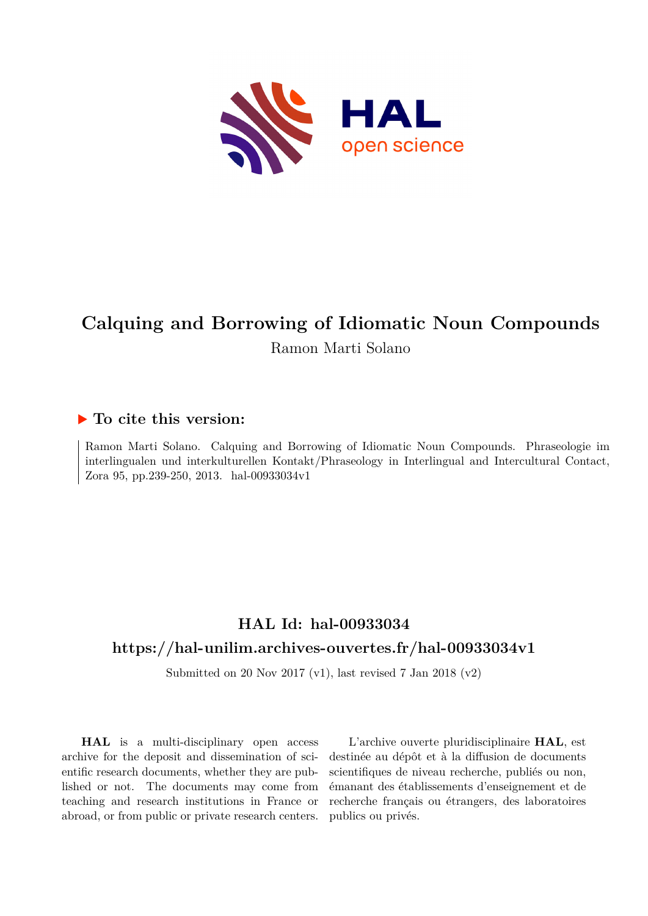# Calquing and Borrowing of Idiomatic Noun Compounds

Ramon Marti Solano

## ▶ To cite this version:

Ramon Marti Solano. Calquing and Borrowing of Idiomatic Noun Compounds. Phraseologie im interlingualen und interkulturellen Kontakt/Phraseology in Interlingual and Intercultural Contact, Zora 95, pp.239-250, 2013. hal-00933034v1

## HAL Id: hal-00933034

## https://hal-unilim.archives-ouvertes.fr/hal-00933034v1

Submitted on 20 Nov 2017 (v1), last revised 7 Jan 2018 (v2)

**HAL** is a multi-disciplinary open access archive for the deposit and dissemination of scientific research documents, whether they are published or not. The documents may come from teaching and research institutions in France or abroad, or from public or private research centers.

L'archive ouverte pluridisciplinaire **HAL**, est destinée au dépôt et à la diffusion de documents scientifiques de niveau recherche, publiés ou non, émanant des établissements d'enseignement et de recherche français ou étrangers, des laboratoires publics ou privés.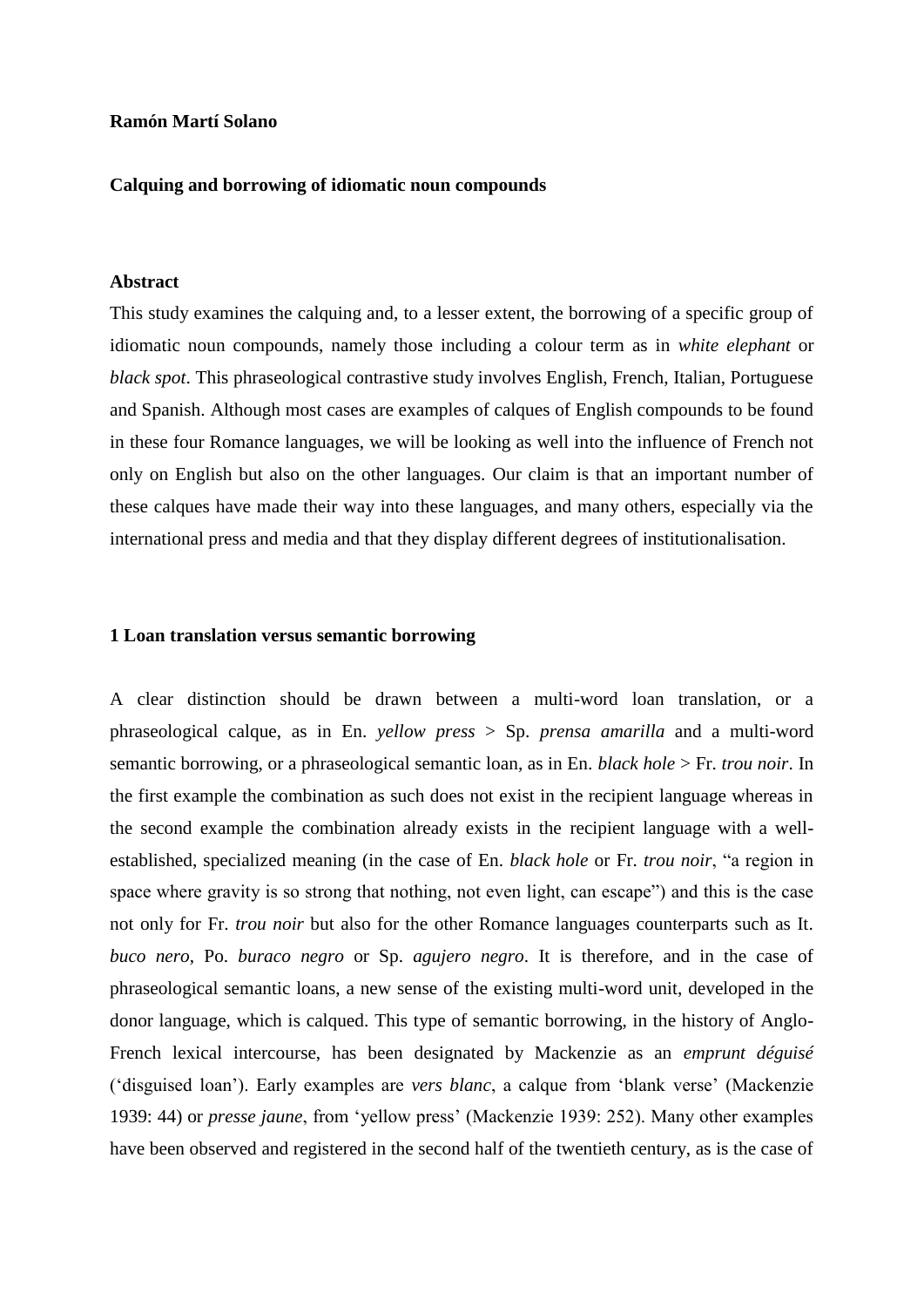**Ramón Martí Solano**

**Calquing and borrowing of idiomatic noun compounds**

**Abstract**

This study examines the calquing and, to a lesser extent, the borrowing of a specific group of idiomatic noun compounds, namely those including a colour term as in *white elephant* or *black spot*. This phraseological contrastive study involves English, French, Italian, Portuguese and Spanish. Although most cases are examples of calques of English compounds to be found in these four Romance languages, we will be looking as well into the influence of French not only on English but also on the other languages. Our claim is that an important number of these calques have made their way into these languages, and many others, especially via the international press and media and that they display different degrees of institutionalisation.

## 1 Loan translation versus semantic borrowing

A clear distinction should be drawn between a multi-word loan translation, or a phraseological calque, as in En. *yellow press* > Sp. *prensa amarilla* and a multi-word semantic borrowing, or a phraseological semantic loan, as in En. *black hole* > Fr. *trou noir*. In the first example the combination as such does not exist in the recipient language whereas in the second example the combination already exists in the recipient language with a well-established, specialized meaning (in the case of En. *black hole* or Fr. *trou noir*, "a region in space where gravity is so strong that nothing, not even light, can escape") and this is the case not only for Fr. *trou noir* but also for the other Romance languages counterparts such as It. *buco nero*, Po. *buraco negro* or Sp. *agujero negro*. It is therefore, and in the case of phraseological semantic loans, a new sense of the existing multi-word unit, developed in the donor language, which is calqued. This type of semantic borrowing, in the history of Anglo-French lexical intercourse, has been designated by Mackenzie as an *emprunt déguisé* ('disguised loan'). Early examples are *vers blanc*, a calque from 'blank verse' (Mackenzie 1939: 44) or *presse jaune*, from 'yellow press' (Mackenzie 1939: 252). Many other examples have been observed and registered in the second half of the twentieth century, as is the case of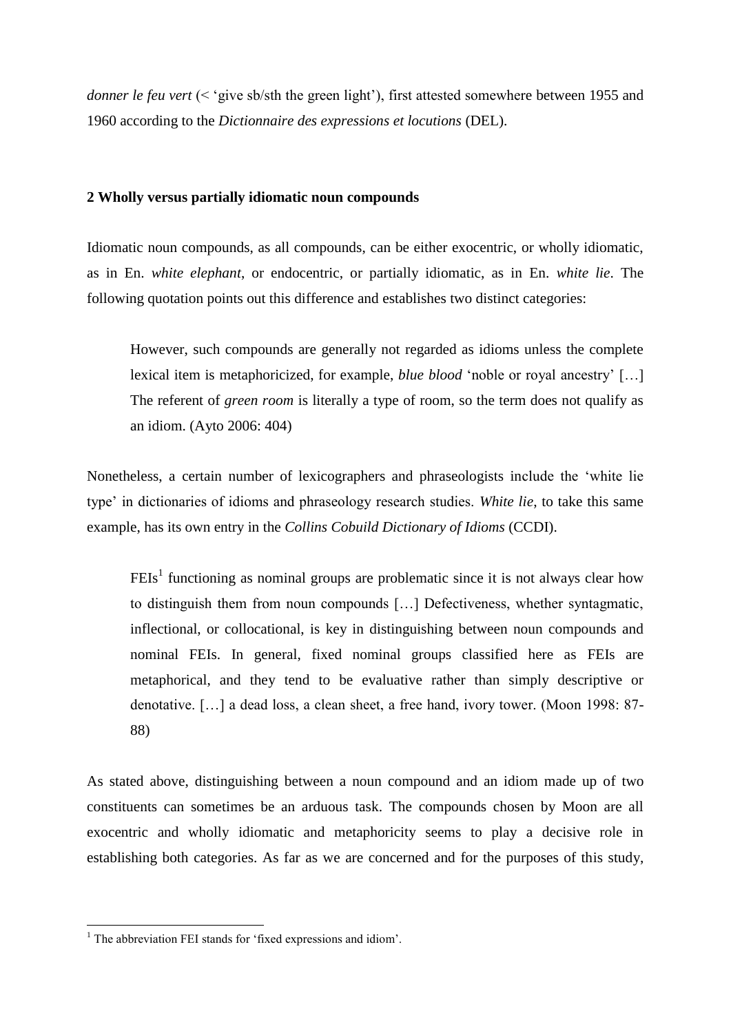*donner le feu vert* (< 'give sb/sth the green light'), first attested somewhere between 1955 and 1960 according to the *Dictionnaire des expressions et locutions* (DEL).

## 2 Wholly versus partially idiomatic noun compounds

Idiomatic noun compounds, as all compounds, can be either exocentric, or wholly idiomatic, as in En. *white elephant*, or endocentric, or partially idiomatic, as in En. *white lie*. The following quotation points out this difference and establishes two distinct categories:

> However, such compounds are generally not regarded as idioms unless the complete lexical item is metaphoricized, for example, *blue blood* 'noble or royal ancestry' […] The referent of *green room* is literally a type of room, so the term does not qualify as an idiom. (Ayto 2006: 404)

Nonetheless, a certain number of lexicographers and phraseologists include the 'white lie type' in dictionaries of idioms and phraseology research studies. *White lie*, to take this same example, has its own entry in the *Collins Cobuild Dictionary of Idioms* (CCDI).

> FEIs[1] functioning as nominal groups are problematic since it is not always clear how to distinguish them from noun compounds […] Defectiveness, whether syntagmatic, inflectional, or collocational, is key in distinguishing between noun compounds and nominal FEIs. In general, fixed nominal groups classified here as FEIs are metaphorical, and they tend to be evaluative rather than simply descriptive or denotative. […] a dead loss, a clean sheet, a free hand, ivory tower. (Moon 1998: 87-88)

As stated above, distinguishing between a noun compound and an idiom made up of two constituents can sometimes be an arduous task. The compounds chosen by Moon are all exocentric and wholly idiomatic and metaphoricity seems to play a decisive role in establishing both categories. As far as we are concerned and for the purposes of this study,

---

[1] The abbreviation FEI stands for 'fixed expressions and idiom'.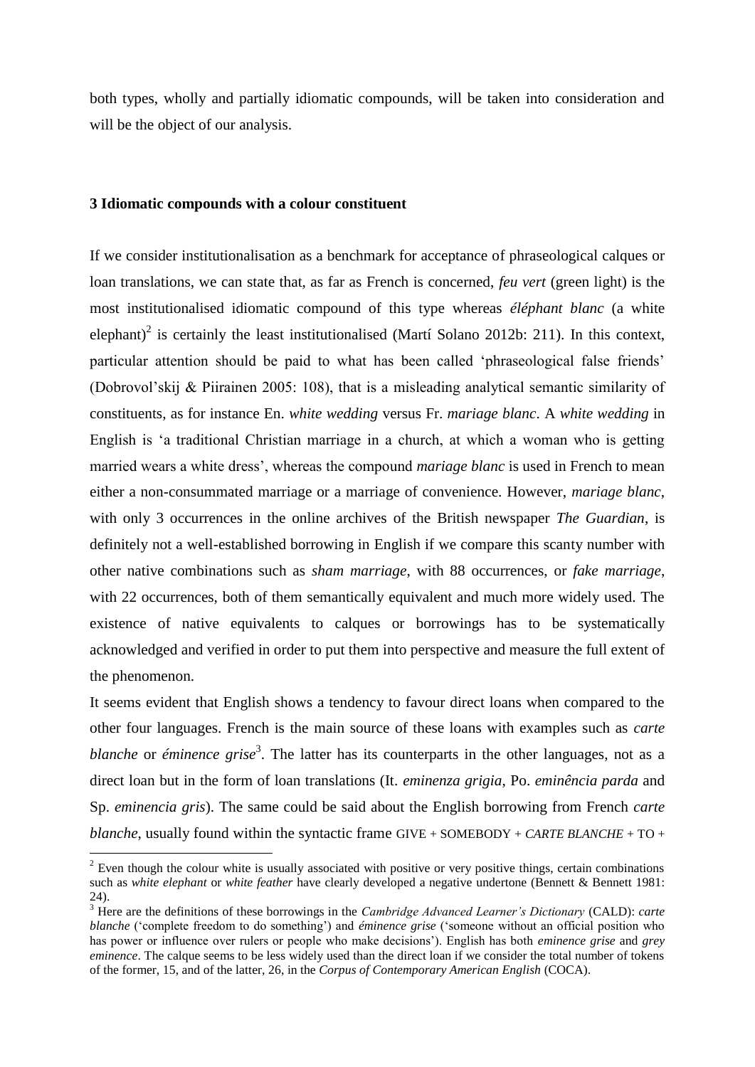both types, wholly and partially idiomatic compounds, will be taken into consideration and will be the object of our analysis.

## 3 Idiomatic compounds with a colour constituent

If we consider institutionalisation as a benchmark for acceptance of phraseological calques or loan translations, we can state that, as far as French is concerned, *feu vert* (green light) is the most institutionalised idiomatic compound of this type whereas *éléphant blanc* (a white elephant)[2] is certainly the least institutionalised (Martí Solano 2012b: 211). In this context, particular attention should be paid to what has been called 'phraseological false friends' (Dobrovol'skij & Piirainen 2005: 108), that is a misleading analytical semantic similarity of constituents, as for instance En. *white wedding* versus Fr. *mariage blanc*. A *white wedding* in English is 'a traditional Christian marriage in a church, at which a woman who is getting married wears a white dress', whereas the compound *mariage blanc* is used in French to mean either a non-consummated marriage or a marriage of convenience. However, *mariage blanc*, with only 3 occurrences in the online archives of the British newspaper *The Guardian*, is definitely not a well-established borrowing in English if we compare this scanty number with other native combinations such as *sham marriage*, with 88 occurrences, or *fake marriage*, with 22 occurrences, both of them semantically equivalent and much more widely used. The existence of native equivalents to calques or borrowings has to be systematically acknowledged and verified in order to put them into perspective and measure the full extent of the phenomenon.

It seems evident that English shows a tendency to favour direct loans when compared to the other four languages. French is the main source of these loans with examples such as *carte blanche* or *éminence grise*[3]. The latter has its counterparts in the other languages, not as a direct loan but in the form of loan translations (It. *eminenza grigia*, Po. *eminência parda* and Sp. *eminencia gris*). The same could be said about the English borrowing from French *carte blanche*, usually found within the syntactic frame GIVE + SOMEBODY + *CARTE BLANCHE* + TO +

---

[2] Even though the colour white is usually associated with positive or very positive things, certain combinations such as *white elephant* or *white feather* have clearly developed a negative undertone (Bennett & Bennett 1981: 24).

[3] Here are the definitions of these borrowings in the *Cambridge Advanced Learner's Dictionary* (CALD): *carte blanche* ('complete freedom to do something') and *éminence grise* ('someone without an official position who has power or influence over rulers or people who make decisions'). English has both *eminence grise* and *grey eminence*. The calque seems to be less widely used than the direct loan if we consider the total number of tokens of the former, 15, and of the latter, 26, in the *Corpus of Contemporary American English* (COCA).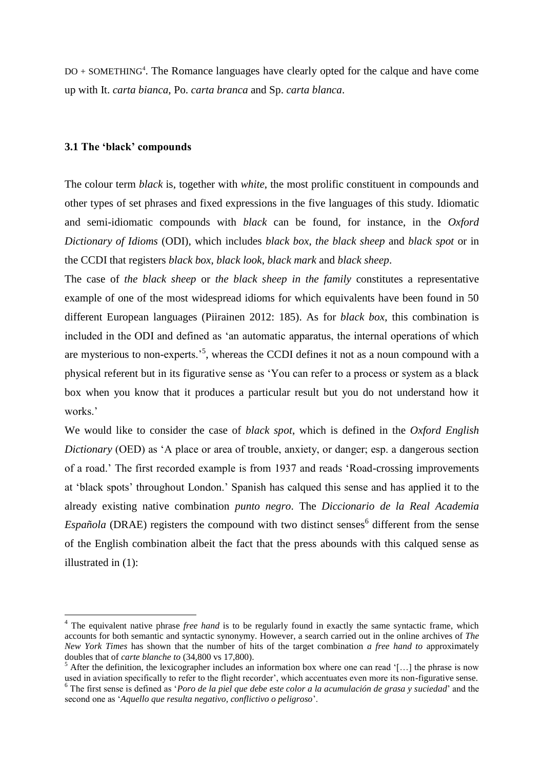DO + SOMETHING[4]. The Romance languages have clearly opted for the calque and have come up with It. *carta bianca*, Po. *carta branca* and Sp. *carta blanca*.

### 3.1 The 'black' compounds

The colour term *black* is, together with *white*, the most prolific constituent in compounds and other types of set phrases and fixed expressions in the five languages of this study. Idiomatic and semi-idiomatic compounds with *black* can be found, for instance, in the *Oxford Dictionary of Idioms* (ODI), which includes *black box*, *the black sheep* and *black spot* or in the CCDI that registers *black box*, *black look*, *black mark* and *black sheep*.

The case of *the black sheep* or *the black sheep in the family* constitutes a representative example of one of the most widespread idioms for which equivalents have been found in 50 different European languages (Piirainen 2012: 185). As for *black box*, this combination is included in the ODI and defined as 'an automatic apparatus, the internal operations of which are mysterious to non-experts.'[5], whereas the CCDI defines it not as a noun compound with a physical referent but in its figurative sense as 'You can refer to a process or system as a black box when you know that it produces a particular result but you do not understand how it works.'

We would like to consider the case of *black spot*, which is defined in the *Oxford English Dictionary* (OED) as 'A place or area of trouble, anxiety, or danger; esp. a dangerous section of a road.' The first recorded example is from 1937 and reads 'Road-crossing improvements at 'black spots' throughout London.' Spanish has calqued this sense and has applied it to the already existing native combination *punto negro*. The *Diccionario de la Real Academia Española* (DRAE) registers the compound with two distinct senses[6] different from the sense of the English combination albeit the fact that the press abounds with this calqued sense as illustrated in (1):

---

[4] The equivalent native phrase *free hand* is to be regularly found in exactly the same syntactic frame, which accounts for both semantic and syntactic synonymy. However, a search carried out in the online archives of *The New York Times* has shown that the number of hits of the target combination *a free hand to* approximately doubles that of *carte blanche to* (34,800 vs 17,800).

[5] After the definition, the lexicographer includes an information box where one can read '[…] the phrase is now used in aviation specifically to refer to the flight recorder', which accentuates even more its non-figurative sense.

[6] The first sense is defined as '*Poro de la piel que debe este color a la acumulación de grasa y suciedad*' and the second one as '*Aquello que resulta negativo, conflictivo o peligroso*'.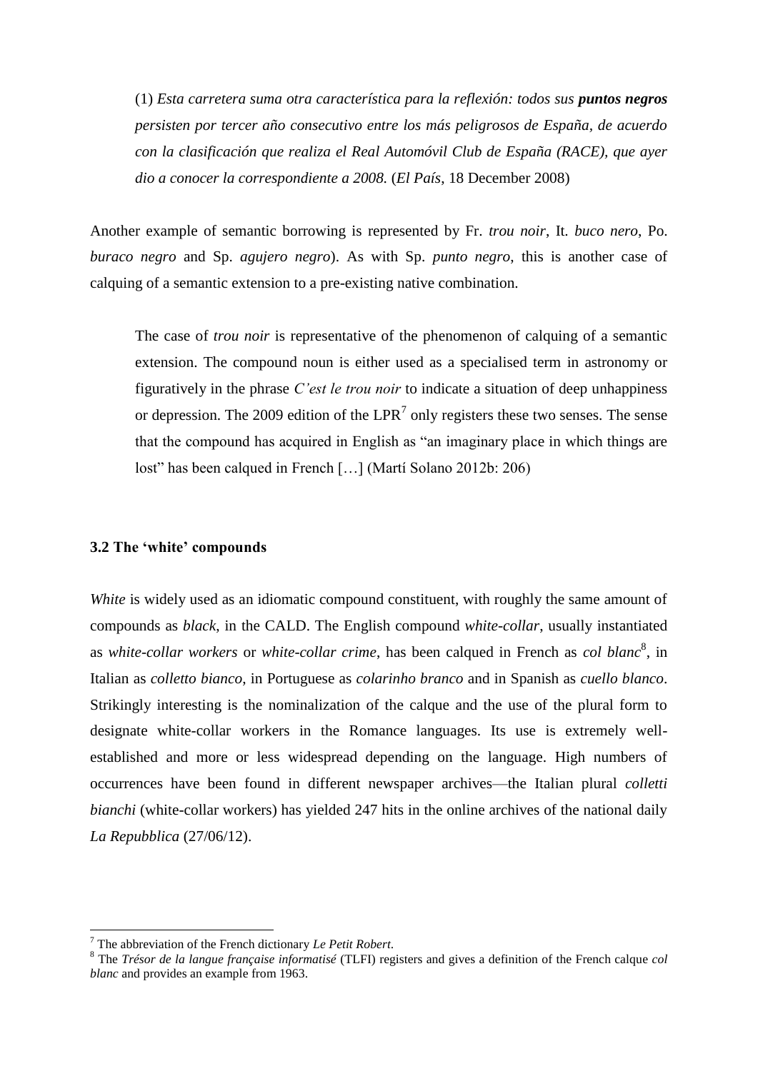(1) *Esta carretera suma otra característica para la reflexión: todos sus **puntos negros** persisten por tercer año consecutivo entre los más peligrosos de España, de acuerdo con la clasificación que realiza el Real Automóvil Club de España (RACE), que ayer dio a conocer la correspondiente a 2008.* (*El País*, 18 December 2008)

Another example of semantic borrowing is represented by Fr. *trou noir*, It. *buco nero*, Po. *buraco negro* and Sp. *agujero negro*). As with Sp. *punto negro*, this is another case of calquing of a semantic extension to a pre-existing native combination.

> The case of *trou noir* is representative of the phenomenon of calquing of a semantic extension. The compound noun is either used as a specialised term in astronomy or figuratively in the phrase *C'est le trou noir* to indicate a situation of deep unhappiness or depression. The 2009 edition of the LPR[7] only registers these two senses. The sense that the compound has acquired in English as "an imaginary place in which things are lost" has been calqued in French […] (Martí Solano 2012b: 206)

### 3.2 The 'white' compounds

*White* is widely used as an idiomatic compound constituent, with roughly the same amount of compounds as *black*, in the CALD. The English compound *white-collar*, usually instantiated as *white-collar workers* or *white-collar crime*, has been calqued in French as *col blanc*[8], in Italian as *colletto bianco*, in Portuguese as *colarinho branco* and in Spanish as *cuello blanco*. Strikingly interesting is the nominalization of the calque and the use of the plural form to designate white-collar workers in the Romance languages. Its use is extremely well-established and more or less widespread depending on the language. High numbers of occurrences have been found in different newspaper archives—the Italian plural *colletti bianchi* (white-collar workers) has yielded 247 hits in the online archives of the national daily *La Repubblica* (27/06/12).

---

[7] The abbreviation of the French dictionary *Le Petit Robert*.

[8] The *Trésor de la langue française informatisé* (TLFI) registers and gives a definition of the French calque *col blanc* and provides an example from 1963.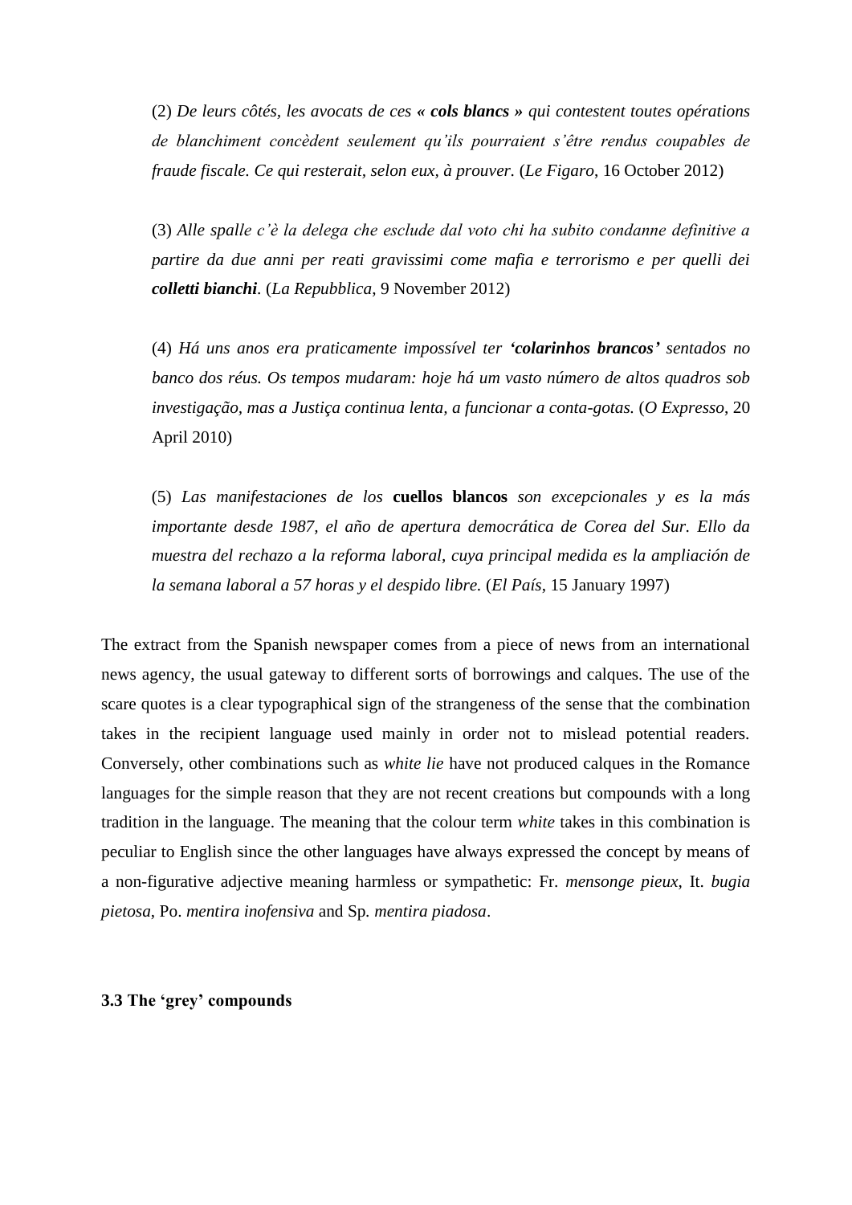(2) *De leurs côtés, les avocats de ces « **cols blancs** » qui contestent toutes opérations de blanchiment concèdent seulement qu'ils pourraient s'être rendus coupables de fraude fiscale. Ce qui resterait, selon eux, à prouver.* (*Le Figaro*, 16 October 2012)

(3) *Alle spalle c'è la delega che esclude dal voto chi ha subito condanne definitive a partire da due anni per reati gravissimi come mafia e terrorismo e per quelli dei **colletti bianchi**.* (*La Repubblica*, 9 November 2012)

(4) *Há uns anos era praticamente impossível ter **'colarinhos brancos'** sentados no banco dos réus. Os tempos mudaram: hoje há um vasto número de altos quadros sob investigação, mas a Justiça continua lenta, a funcionar a conta-gotas.* (*O Expresso*, 20 April 2010)

(5) *Las manifestaciones de los* **cuellos blancos** *son excepcionales y es la más importante desde 1987, el año de apertura democrática de Corea del Sur. Ello da muestra del rechazo a la reforma laboral, cuya principal medida es la ampliación de la semana laboral a 57 horas y el despido libre.* (*El País*, 15 January 1997)

The extract from the Spanish newspaper comes from a piece of news from an international news agency, the usual gateway to different sorts of borrowings and calques. The use of the scare quotes is a clear typographical sign of the strangeness of the sense that the combination takes in the recipient language used mainly in order not to mislead potential readers. Conversely, other combinations such as *white lie* have not produced calques in the Romance languages for the simple reason that they are not recent creations but compounds with a long tradition in the language. The meaning that the colour term *white* takes in this combination is peculiar to English since the other languages have always expressed the concept by means of a non-figurative adjective meaning harmless or sympathetic: Fr. *mensonge pieux*, It. *bugia pietosa*, Po. *mentira inofensiva* and Sp. *mentira piadosa*.

### 3.3 The 'grey' compounds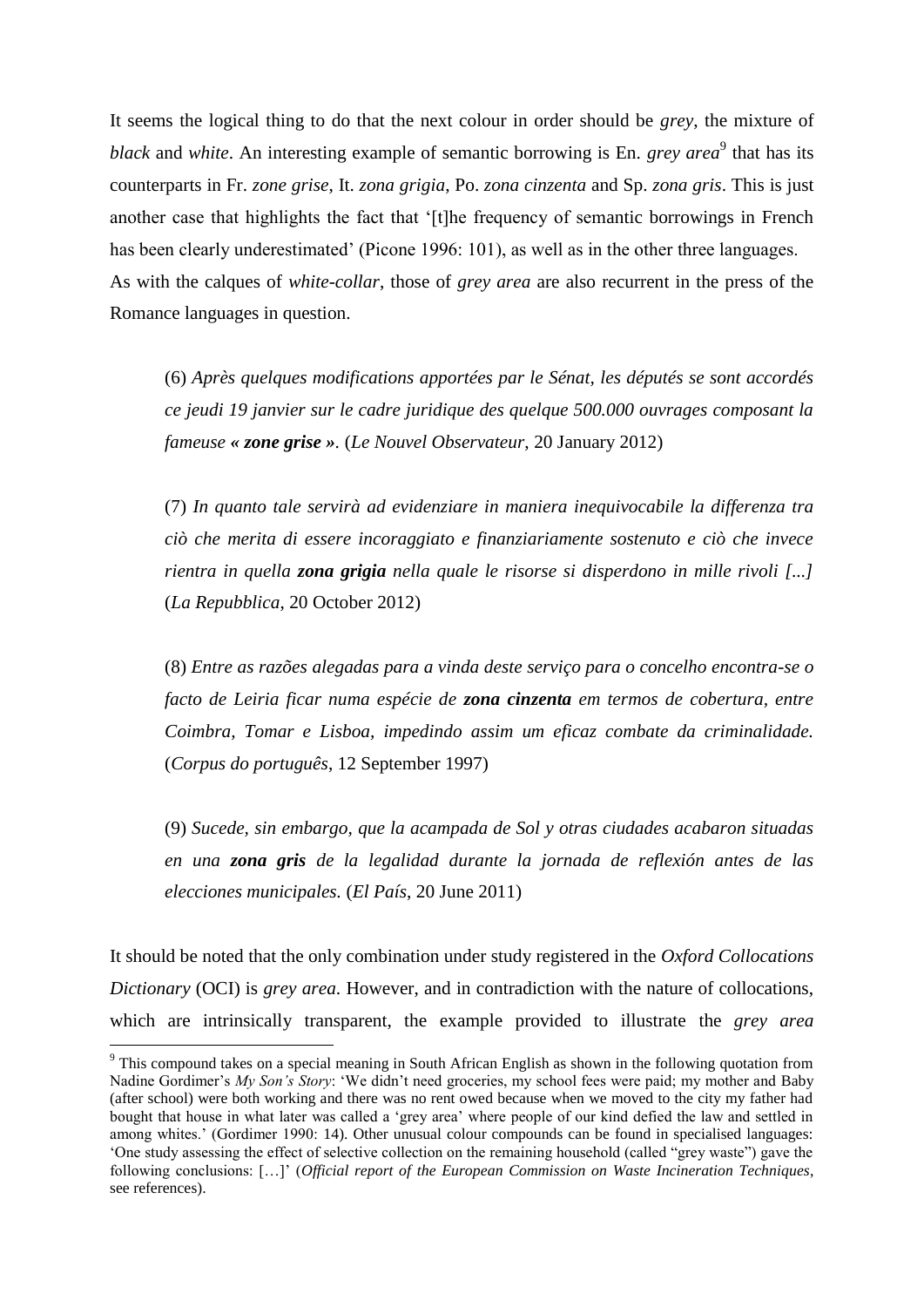It seems the logical thing to do that the next colour in order should be *grey*, the mixture of *black* and *white*. An interesting example of semantic borrowing is En. *grey area*[9] that has its counterparts in Fr. *zone grise*, It. *zona grigia*, Po. *zona cinzenta* and Sp. *zona gris*. This is just another case that highlights the fact that '[t]he frequency of semantic borrowings in French has been clearly underestimated' (Picone 1996: 101), as well as in the other three languages.
As with the calques of *white-collar*, those of *grey area* are also recurrent in the press of the Romance languages in question.

> (6) *Après quelques modifications apportées par le Sénat, les députés se sont accordés ce jeudi 19 janvier sur le cadre juridique des quelque 500.000 ouvrages composant la fameuse « **zone grise** ».* (*Le Nouvel Observateur*, 20 January 2012)

> (7) *In quanto tale servirà ad evidenziare in maniera inequivocabile la differenza tra ciò che merita di essere incoraggiato e finanziariamente sostenuto e ciò che invece rientra in quella **zona grigia** nella quale le risorse si disperdono in mille rivoli [...]* (*La Repubblica*, 20 October 2012)

> (8) *Entre as razões alegadas para a vinda deste serviço para o concelho encontra-se o facto de Leiria ficar numa espécie de **zona cinzenta** em termos de cobertura, entre Coimbra, Tomar e Lisboa, impedindo assim um eficaz combate da criminalidade.* (*Corpus do português*, 12 September 1997)

> (9) *Sucede, sin embargo, que la acampada de Sol y otras ciudades acabaron situadas en una **zona gris** de la legalidad durante la jornada de reflexión antes de las elecciones municipales.* (*El País*, 20 June 2011)

It should be noted that the only combination under study registered in the *Oxford Collocations Dictionary* (OCI) is *grey area*. However, and in contradiction with the nature of collocations, which are intrinsically transparent, the example provided to illustrate the *grey area*

[9] This compound takes on a special meaning in South African English as shown in the following quotation from Nadine Gordimer's *My Son's Story*: 'We didn't need groceries, my school fees were paid; my mother and Baby (after school) were both working and there was no rent owed because when we moved to the city my father had bought that house in what later was called a 'grey area' where people of our kind defied the law and settled in among whites.' (Gordimer 1990: 14). Other unusual colour compounds can be found in specialised languages: 'One study assessing the effect of selective collection on the remaining household (called "grey waste") gave the following conclusions: […]' (*Official report of the European Commission on Waste Incineration Techniques*, see references).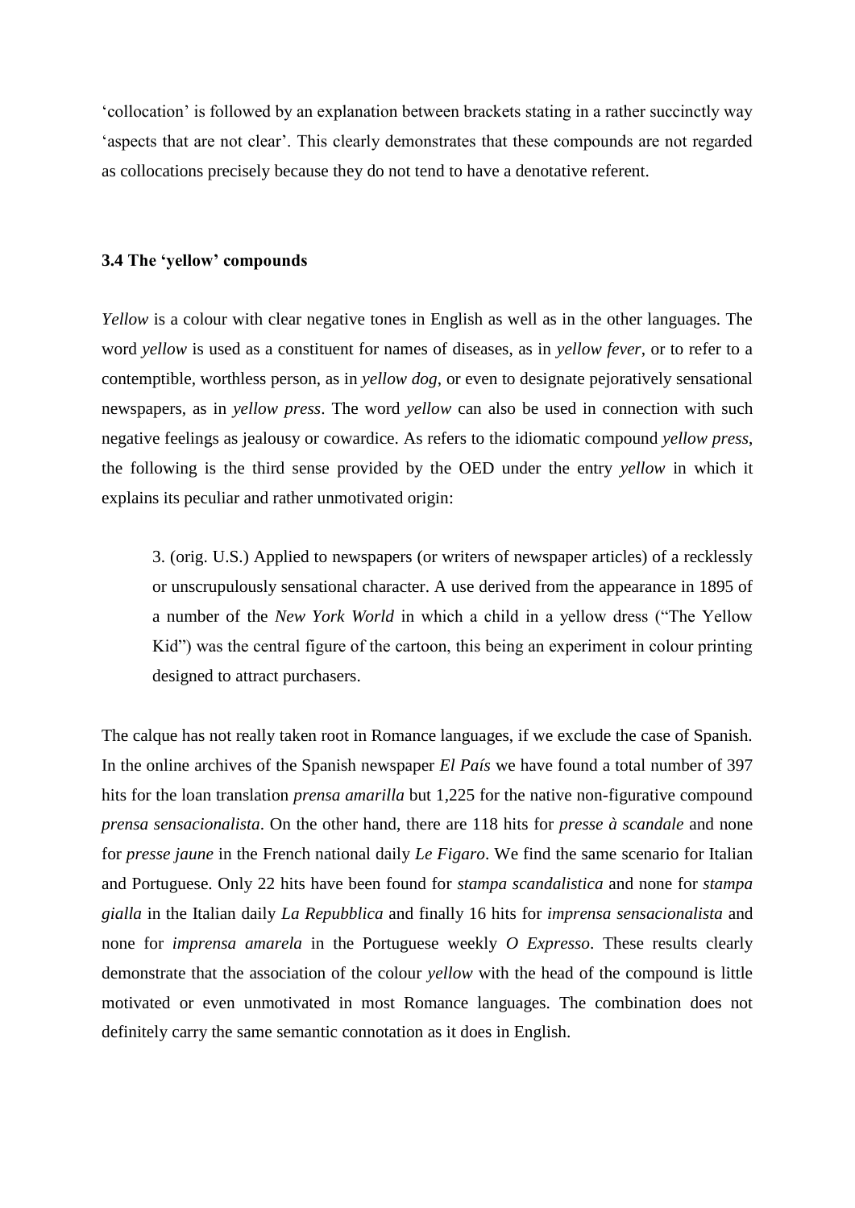'collocation' is followed by an explanation between brackets stating in a rather succinctly way 'aspects that are not clear'. This clearly demonstrates that these compounds are not regarded as collocations precisely because they do not tend to have a denotative referent.

### 3.4 The 'yellow' compounds

*Yellow* is a colour with clear negative tones in English as well as in the other languages. The word *yellow* is used as a constituent for names of diseases, as in *yellow fever*, or to refer to a contemptible, worthless person, as in *yellow dog*, or even to designate pejoratively sensational newspapers, as in *yellow press*. The word *yellow* can also be used in connection with such negative feelings as jealousy or cowardice. As refers to the idiomatic compound *yellow press*, the following is the third sense provided by the OED under the entry *yellow* in which it explains its peculiar and rather unmotivated origin:

> 3. (orig. U.S.) Applied to newspapers (or writers of newspaper articles) of a recklessly or unscrupulously sensational character. A use derived from the appearance in 1895 of a number of the *New York World* in which a child in a yellow dress ("The Yellow Kid") was the central figure of the cartoon, this being an experiment in colour printing designed to attract purchasers.

The calque has not really taken root in Romance languages, if we exclude the case of Spanish. In the online archives of the Spanish newspaper *El País* we have found a total number of 397 hits for the loan translation *prensa amarilla* but 1,225 for the native non-figurative compound *prensa sensacionalista*. On the other hand, there are 118 hits for *presse à scandale* and none for *presse jaune* in the French national daily *Le Figaro*. We find the same scenario for Italian and Portuguese. Only 22 hits have been found for *stampa scandalistica* and none for *stampa gialla* in the Italian daily *La Repubblica* and finally 16 hits for *imprensa sensacionalista* and none for *imprensa amarela* in the Portuguese weekly *O Expresso*. These results clearly demonstrate that the association of the colour *yellow* with the head of the compound is little motivated or even unmotivated in most Romance languages. The combination does not definitely carry the same semantic connotation as it does in English.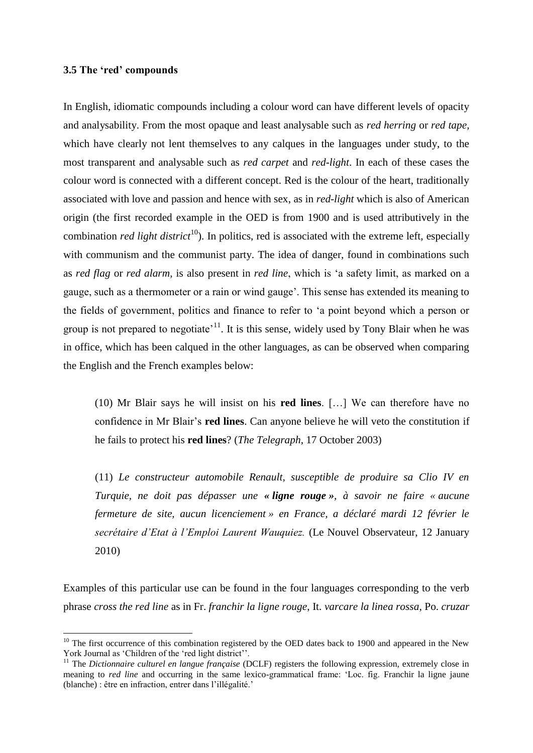### 3.5 The 'red' compounds

In English, idiomatic compounds including a colour word can have different levels of opacity and analysability. From the most opaque and least analysable such as *red herring* or *red tape*, which have clearly not lent themselves to any calques in the languages under study, to the most transparent and analysable such as *red carpet* and *red-light*. In each of these cases the colour word is connected with a different concept. Red is the colour of the heart, traditionally associated with love and passion and hence with sex, as in *red-light* which is also of American origin (the first recorded example in the OED is from 1900 and is used attributively in the combination *red light district*[10]). In politics, red is associated with the extreme left, especially with communism and the communist party. The idea of danger, found in combinations such as *red flag* or *red alarm*, is also present in *red line*, which is 'a safety limit, as marked on a gauge, such as a thermometer or a rain or wind gauge'. This sense has extended its meaning to the fields of government, politics and finance to refer to 'a point beyond which a person or group is not prepared to negotiate'[11]. It is this sense, widely used by Tony Blair when he was in office, which has been calqued in the other languages, as can be observed when comparing the English and the French examples below:

> (10) Mr Blair says he will insist on his **red lines**. […] We can therefore have no confidence in Mr Blair's **red lines**. Can anyone believe he will veto the constitution if he fails to protect his **red lines**? (*The Telegraph*, 17 October 2003)

> (11) *Le constructeur automobile Renault, susceptible de produire sa Clio IV en Turquie, ne doit pas dépasser une* ***« ligne rouge »****, à savoir ne faire « aucune fermeture de site, aucun licenciement » en France, a déclaré mardi 12 février le secrétaire d'Etat à l'Emploi Laurent Wauquiez.* (Le Nouvel Observateur, 12 January 2010)

Examples of this particular use can be found in the four languages corresponding to the verb phrase *cross the red line* as in Fr. *franchir la ligne rouge*, It. *varcare la linea rossa*, Po. *cruzar*

---

[10] The first occurrence of this combination registered by the OED dates back to 1900 and appeared in the New York Journal as 'Children of the 'red light district''.

[11] The *Dictionnaire culturel en langue française* (DCLF) registers the following expression, extremely close in meaning to *red line* and occurring in the same lexico-grammatical frame: 'Loc. fig. Franchir la ligne jaune (blanche) : être en infraction, entrer dans l'illégalité.'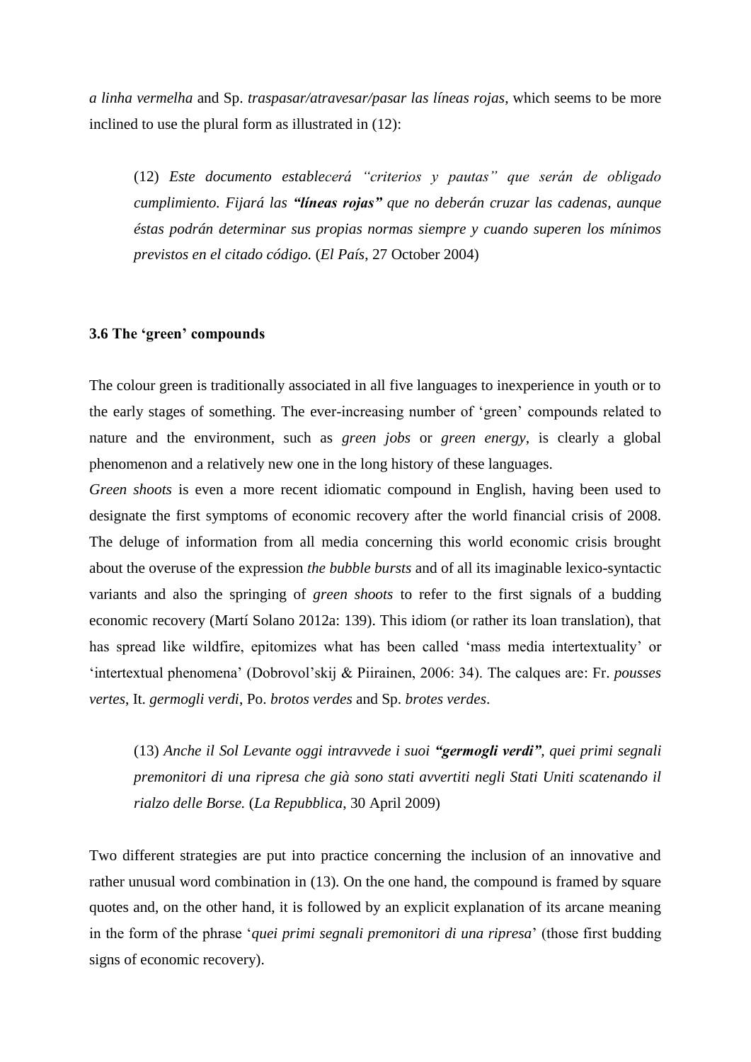*a linha vermelha* and Sp. *traspasar/atravesar/pasar las líneas rojas*, which seems to be more inclined to use the plural form as illustrated in (12):

> (12) *Este documento establecerá "criterios y pautas" que serán de obligado cumplimiento. Fijará las* ***"líneas rojas"*** *que no deberán cruzar las cadenas, aunque éstas podrán determinar sus propias normas siempre y cuando superen los mínimos previstos en el citado código.* (*El País*, 27 October 2004)

### 3.6 The 'green' compounds

The colour green is traditionally associated in all five languages to inexperience in youth or to the early stages of something. The ever-increasing number of 'green' compounds related to nature and the environment, such as *green jobs* or *green energy*, is clearly a global phenomenon and a relatively new one in the long history of these languages.

*Green shoots* is even a more recent idiomatic compound in English, having been used to designate the first symptoms of economic recovery after the world financial crisis of 2008. The deluge of information from all media concerning this world economic crisis brought about the overuse of the expression *the bubble bursts* and of all its imaginable lexico-syntactic variants and also the springing of *green shoots* to refer to the first signals of a budding economic recovery (Martí Solano 2012a: 139). This idiom (or rather its loan translation), that has spread like wildfire, epitomizes what has been called 'mass media intertextuality' or 'intertextual phenomena' (Dobrovol'skij & Piirainen, 2006: 34). The calques are: Fr. *pousses vertes*, It. *germogli verdi*, Po. *brotos verdes* and Sp. *brotes verdes*.

> (13) *Anche il Sol Levante oggi intravvede i suoi* ***"germogli verdi"****, quei primi segnali premonitori di una ripresa che già sono stati avvertiti negli Stati Uniti scatenando il rialzo delle Borse.* (*La Repubblica*, 30 April 2009)

Two different strategies are put into practice concerning the inclusion of an innovative and rather unusual word combination in (13). On the one hand, the compound is framed by square quotes and, on the other hand, it is followed by an explicit explanation of its arcane meaning in the form of the phrase '*quei primi segnali premonitori di una ripresa*' (those first budding signs of economic recovery).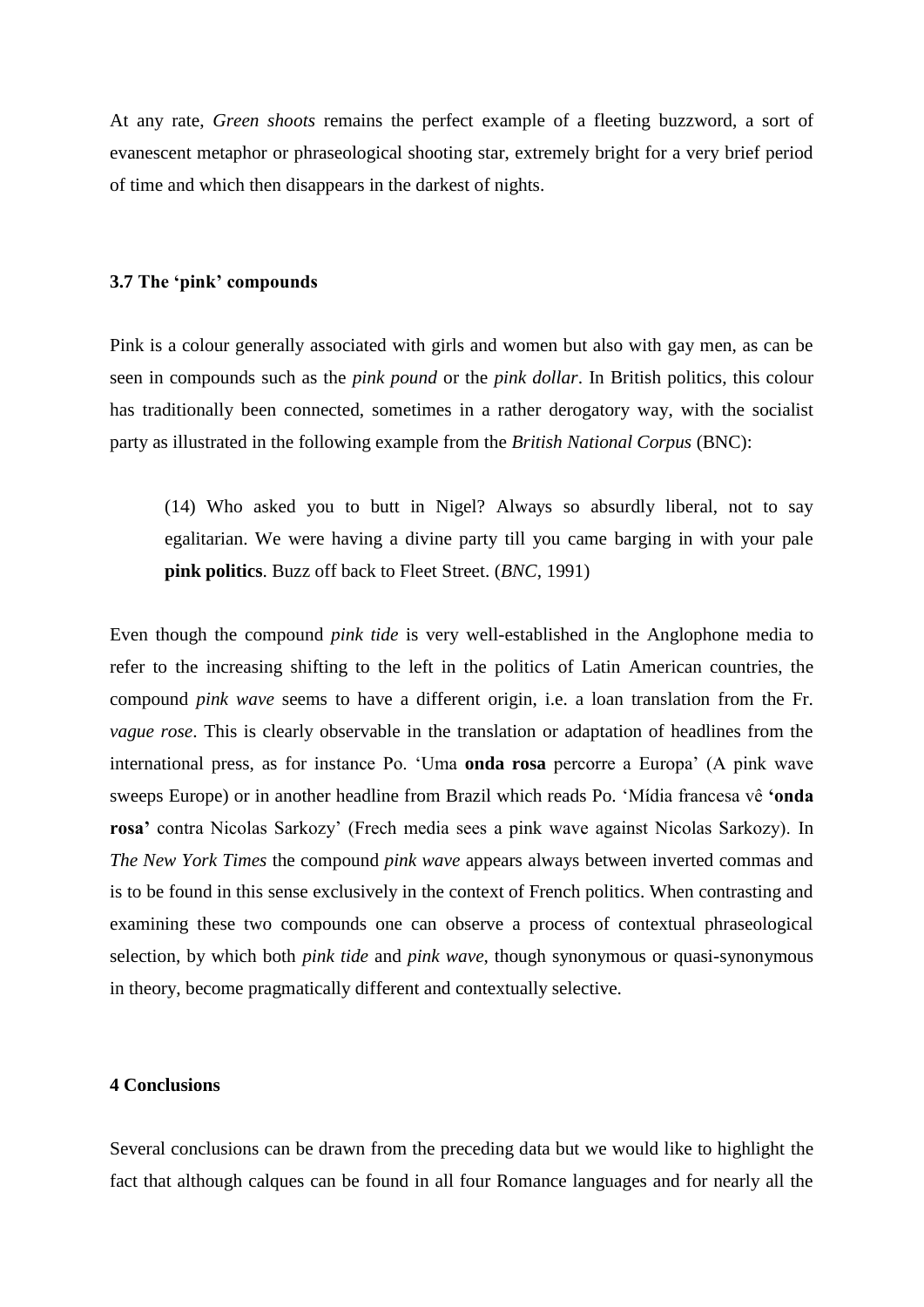At any rate, *Green shoots* remains the perfect example of a fleeting buzzword, a sort of evanescent metaphor or phraseological shooting star, extremely bright for a very brief period of time and which then disappears in the darkest of nights.

### 3.7 The 'pink' compounds

Pink is a colour generally associated with girls and women but also with gay men, as can be seen in compounds such as the *pink pound* or the *pink dollar*. In British politics, this colour has traditionally been connected, sometimes in a rather derogatory way, with the socialist party as illustrated in the following example from the *British National Corpus* (BNC):

> (14) Who asked you to butt in Nigel? Always so absurdly liberal, not to say egalitarian. We were having a divine party till you came barging in with your pale **pink politics**. Buzz off back to Fleet Street. (*BNC*, 1991)

Even though the compound *pink tide* is very well-established in the Anglophone media to refer to the increasing shifting to the left in the politics of Latin American countries, the compound *pink wave* seems to have a different origin, i.e. a loan translation from the Fr. *vague rose*. This is clearly observable in the translation or adaptation of headlines from the international press, as for instance Po. 'Uma **onda rosa** percorre a Europa' (A pink wave sweeps Europe) or in another headline from Brazil which reads Po. 'Mídia francesa vê **'onda rosa'** contra Nicolas Sarkozy' (Frech media sees a pink wave against Nicolas Sarkozy). In *The New York Times* the compound *pink wave* appears always between inverted commas and is to be found in this sense exclusively in the context of French politics. When contrasting and examining these two compounds one can observe a process of contextual phraseological selection, by which both *pink tide* and *pink wave*, though synonymous or quasi-synonymous in theory, become pragmatically different and contextually selective.

## 4 Conclusions

Several conclusions can be drawn from the preceding data but we would like to highlight the fact that although calques can be found in all four Romance languages and for nearly all the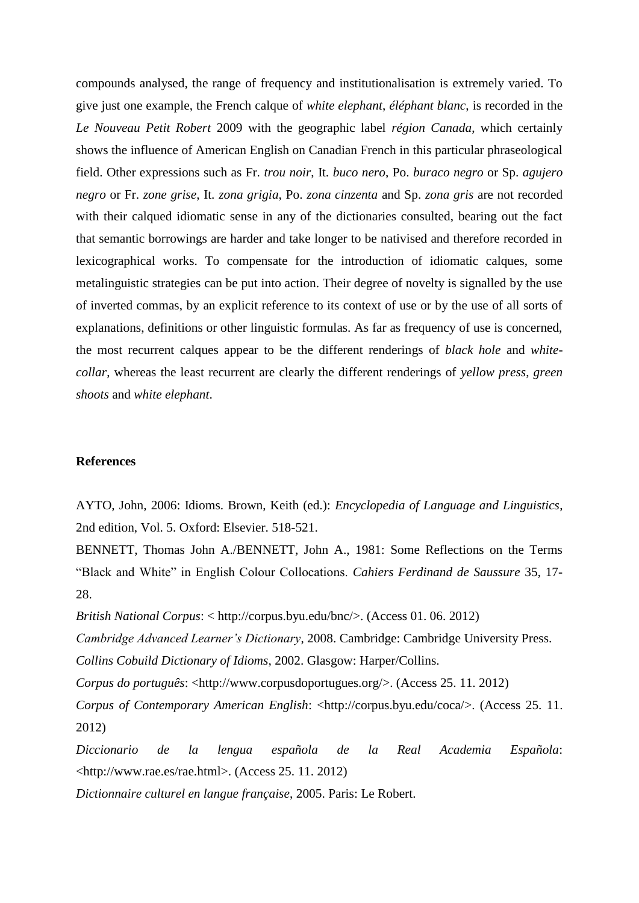compounds analysed, the range of frequency and institutionalisation is extremely varied. To give just one example, the French calque of *white elephant*, *éléphant blanc*, is recorded in the *Le Nouveau Petit Robert* 2009 with the geographic label *région Canada*, which certainly shows the influence of American English on Canadian French in this particular phraseological field. Other expressions such as Fr. *trou noir*, It. *buco nero*, Po. *buraco negro* or Sp. *agujero negro* or Fr. *zone grise*, It. *zona grigia*, Po. *zona cinzenta* and Sp. *zona gris* are not recorded with their calqued idiomatic sense in any of the dictionaries consulted, bearing out the fact that semantic borrowings are harder and take longer to be nativised and therefore recorded in lexicographical works. To compensate for the introduction of idiomatic calques, some metalinguistic strategies can be put into action. Their degree of novelty is signalled by the use of inverted commas, by an explicit reference to its context of use or by the use of all sorts of explanations, definitions or other linguistic formulas. As far as frequency of use is concerned, the most recurrent calques appear to be the different renderings of *black hole* and *white-collar*, whereas the least recurrent are clearly the different renderings of *yellow press*, *green shoots* and *white elephant*.

## References

AYTO, John, 2006: Idioms. Brown, Keith (ed.): *Encyclopedia of Language and Linguistics*, 2nd edition, Vol. 5. Oxford: Elsevier. 518-521.

BENNETT, Thomas John A./BENNETT, John A., 1981: Some Reflections on the Terms "Black and White" in English Colour Collocations. *Cahiers Ferdinand de Saussure* 35, 17-28.

*British National Corpus*: < http://corpus.byu.edu/bnc/>. (Access 01. 06. 2012)

*Cambridge Advanced Learner's Dictionary*, 2008. Cambridge: Cambridge University Press.

*Collins Cobuild Dictionary of Idioms*, 2002. Glasgow: Harper/Collins.

*Corpus do português*: <http://www.corpusdoportugues.org/>. (Access 25. 11. 2012)

*Corpus of Contemporary American English*: <http://corpus.byu.edu/coca/>. (Access 25. 11. 2012)

*Diccionario de la lengua española de la Real Academia Española*: <http://www.rae.es/rae.html>. (Access 25. 11. 2012)

*Dictionnaire culturel en langue française*, 2005. Paris: Le Robert.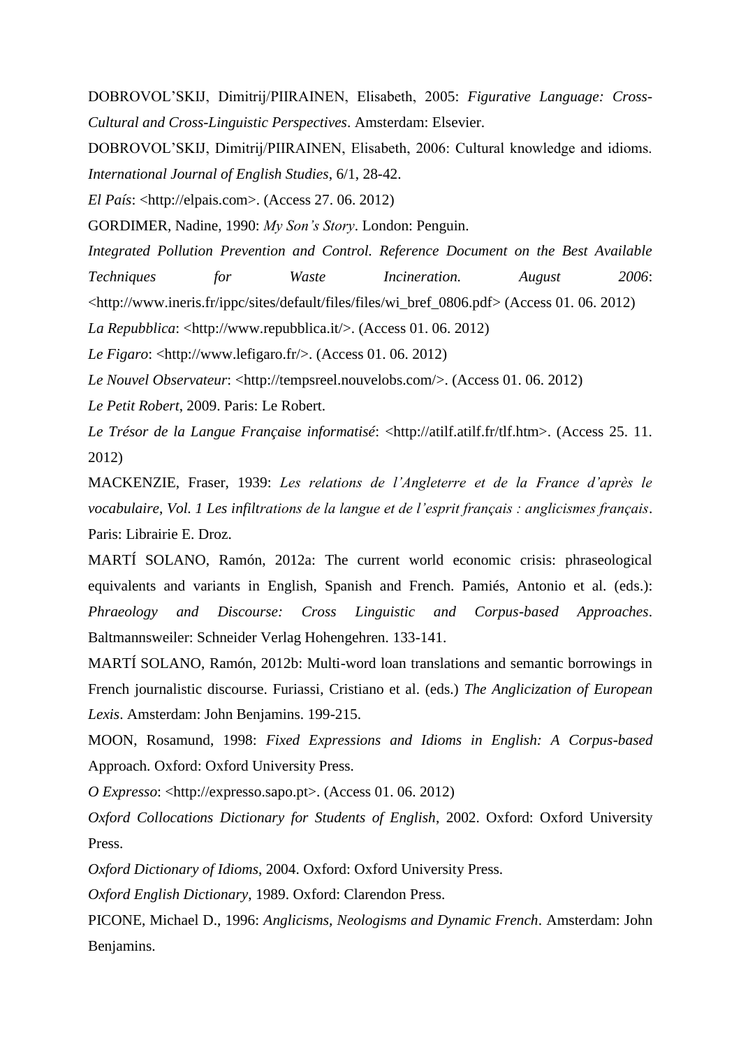DOBROVOL'SKIJ, Dimitrij/PIIRAINEN, Elisabeth, 2005: *Figurative Language: Cross-Cultural and Cross-Linguistic Perspectives*. Amsterdam: Elsevier.

DOBROVOL'SKIJ, Dimitrij/PIIRAINEN, Elisabeth, 2006: Cultural knowledge and idioms. *International Journal of English Studies*, 6/1, 28-42.

*El País*: <http://elpais.com>. (Access 27. 06. 2012)

GORDIMER, Nadine, 1990: *My Son's Story*. London: Penguin.

*Integrated Pollution Prevention and Control. Reference Document on the Best Available Techniques for Waste Incineration. August 2006*: <http://www.ineris.fr/ippc/sites/default/files/files/wi_bref_0806.pdf> (Access 01. 06. 2012)

*La Repubblica*: <http://www.repubblica.it/>. (Access 01. 06. 2012)

*Le Figaro*: <http://www.lefigaro.fr/>. (Access 01. 06. 2012)

*Le Nouvel Observateur*: <http://tempsreel.nouvelobs.com/>. (Access 01. 06. 2012)

*Le Petit Robert*, 2009. Paris: Le Robert.

*Le Trésor de la Langue Française informatisé*: <http://atilf.atilf.fr/tlf.htm>. (Access 25. 11. 2012)

MACKENZIE, Fraser, 1939: *Les relations de l'Angleterre et de la France d'après le vocabulaire*, *Vol. 1 Les infiltrations de la langue et de l'esprit français : anglicismes français*. Paris: Librairie E. Droz.

MARTÍ SOLANO, Ramón, 2012a: The current world economic crisis: phraseological equivalents and variants in English, Spanish and French. Pamiés, Antonio et al. (eds.): *Phraeology and Discourse: Cross Linguistic and Corpus-based Approaches*. Baltmannsweiler: Schneider Verlag Hohengehren. 133-141.

MARTÍ SOLANO, Ramón, 2012b: Multi-word loan translations and semantic borrowings in French journalistic discourse. Furiassi, Cristiano et al. (eds.) *The Anglicization of European Lexis*. Amsterdam: John Benjamins. 199-215.

MOON, Rosamund, 1998: *Fixed Expressions and Idioms in English: A Corpus-based* Approach. Oxford: Oxford University Press.

*O Expresso*: <http://expresso.sapo.pt>. (Access 01. 06. 2012)

*Oxford Collocations Dictionary for Students of English*, 2002. Oxford: Oxford University Press.

*Oxford Dictionary of Idioms*, 2004. Oxford: Oxford University Press.

*Oxford English Dictionary*, 1989. Oxford: Clarendon Press.

PICONE, Michael D., 1996: *Anglicisms, Neologisms and Dynamic French*. Amsterdam: John Benjamins.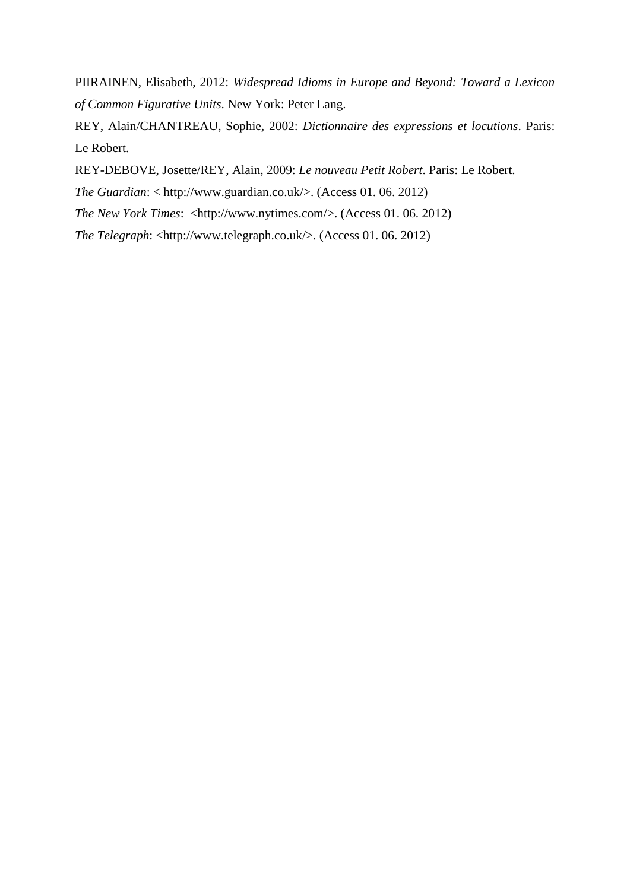PIIRAINEN, Elisabeth, 2012: *Widespread Idioms in Europe and Beyond: Toward a Lexicon of Common Figurative Units*. New York: Peter Lang.

REY, Alain/CHANTREAU, Sophie, 2002: *Dictionnaire des expressions et locutions*. Paris: Le Robert.

REY-DEBOVE, Josette/REY, Alain, 2009: *Le nouveau Petit Robert*. Paris: Le Robert.

*The Guardian*: < http://www.guardian.co.uk/>. (Access 01. 06. 2012)

*The New York Times*: <http://www.nytimes.com/>. (Access 01. 06. 2012)

*The Telegraph*: <http://www.telegraph.co.uk/>. (Access 01. 06. 2012)